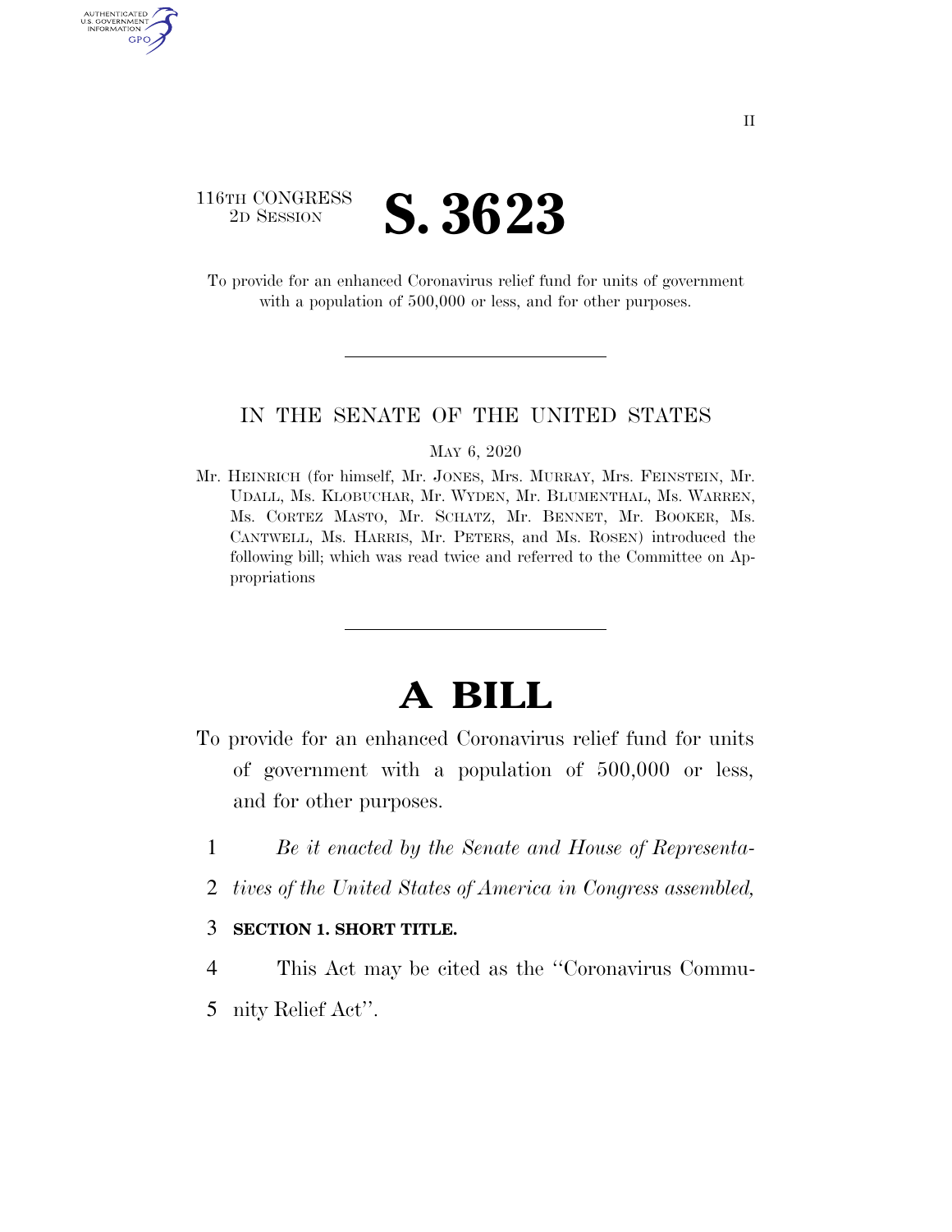116TH CONGRESS
2D SESSION

# S. 3623

To provide for an enhanced Coronavirus relief fund for units of government with a population of 500,000 or less, and for other purposes.

## IN THE SENATE OF THE UNITED STATES

MAY 6, 2020

Mr. HEINRICH (for himself, Mr. JONES, Mrs. MURRAY, Mrs. FEINSTEIN, Mr. UDALL, Ms. KLOBUCHAR, Mr. WYDEN, Mr. BLUMENTHAL, Ms. WARREN, Ms. CORTEZ MASTO, Mr. SCHATZ, Mr. BENNET, Mr. BOOKER, Ms. CANTWELL, Ms. HARRIS, Mr. PETERS, and Ms. ROSEN) introduced the following bill; which was read twice and referred to the Committee on Appropriations

# A BILL

To provide for an enhanced Coronavirus relief fund for units of government with a population of 500,000 or less, and for other purposes.

1 *Be it enacted by the Senate and House of Representa-*
2 *tives of the United States of America in Congress assembled,*

3 **SECTION 1. SHORT TITLE.**

4 This Act may be cited as the ''Coronavirus Commu-
5 nity Relief Act''.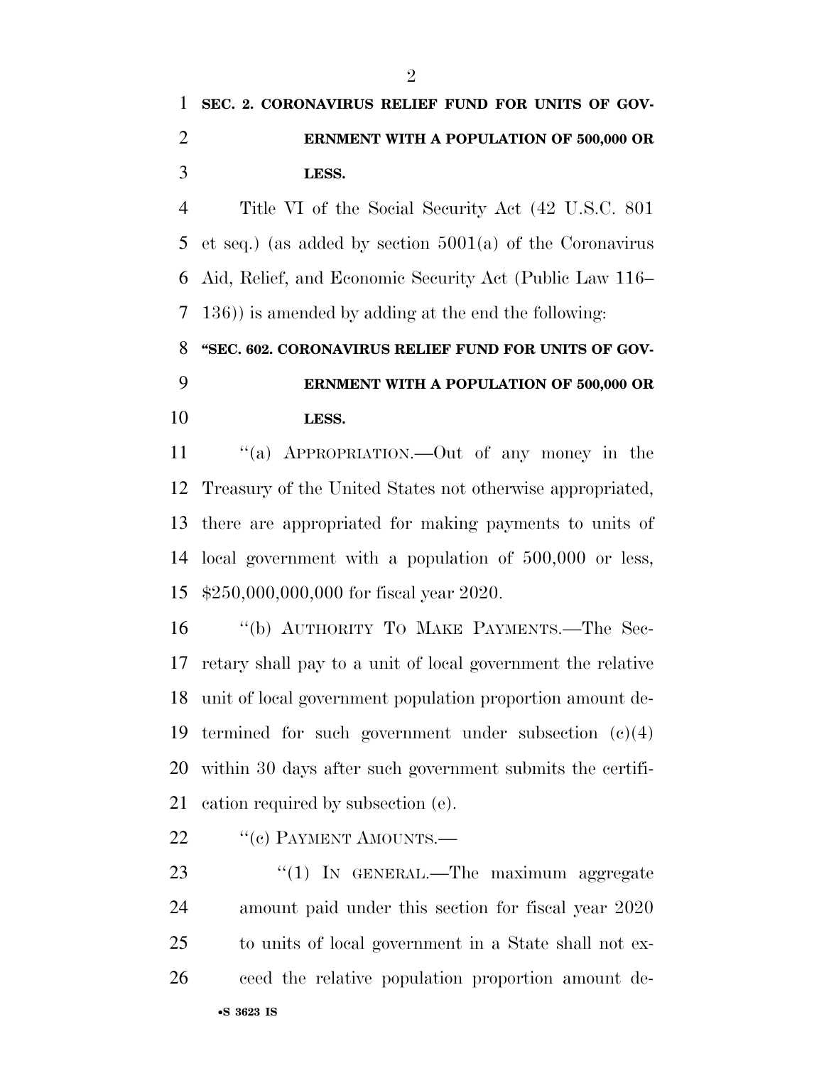**SEC. 2. CORONAVIRUS RELIEF FUND FOR UNITS OF GOVERNMENT WITH A POPULATION OF 500,000 OR LESS.**

Title VI of the Social Security Act (42 U.S.C. 801 et seq.) (as added by section 5001(a) of the Coronavirus Aid, Relief, and Economic Security Act (Public Law 116–136)) is amended by adding at the end the following:

**"SEC. 602. CORONAVIRUS RELIEF FUND FOR UNITS OF GOVERNMENT WITH A POPULATION OF 500,000 OR LESS.**

"(a) APPROPRIATION.—Out of any money in the Treasury of the United States not otherwise appropriated, there are appropriated for making payments to units of local government with a population of 500,000 or less, $250,000,000,000 for fiscal year 2020.

"(b) AUTHORITY TO MAKE PAYMENTS.—The Secretary shall pay to a unit of local government the relative unit of local government population proportion amount determined for such government under subsection (c)(4) within 30 days after such government submits the certification required by subsection (e).

"(c) PAYMENT AMOUNTS.—

"(1) IN GENERAL.—The maximum aggregate amount paid under this section for fiscal year 2020 to units of local government in a State shall not exceed the relative population proportion amount de-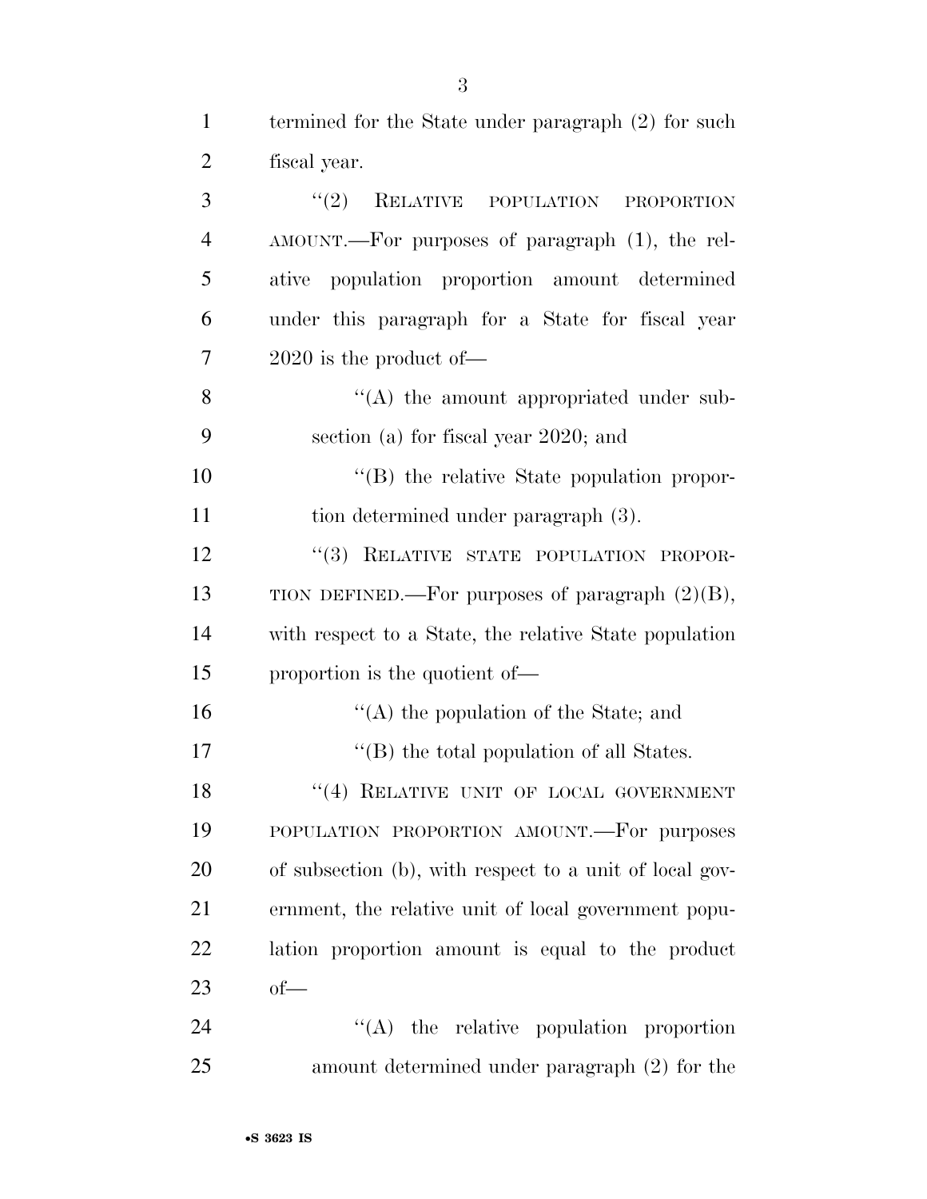termined for the State under paragraph (2) for such fiscal year.

"(2) RELATIVE POPULATION PROPORTION AMOUNT.—For purposes of paragraph (1), the relative population proportion amount determined under this paragraph for a State for fiscal year 2020 is the product of—

"(A) the amount appropriated under subsection (a) for fiscal year 2020; and

"(B) the relative State population proportion determined under paragraph (3).

"(3) RELATIVE STATE POPULATION PROPORTION DEFINED.—For purposes of paragraph (2)(B), with respect to a State, the relative State population proportion is the quotient of—

"(A) the population of the State; and

"(B) the total population of all States.

"(4) RELATIVE UNIT OF LOCAL GOVERNMENT POPULATION PROPORTION AMOUNT.—For purposes of subsection (b), with respect to a unit of local government, the relative unit of local government population proportion amount is equal to the product of—

"(A) the relative population proportion amount determined under paragraph (2) for the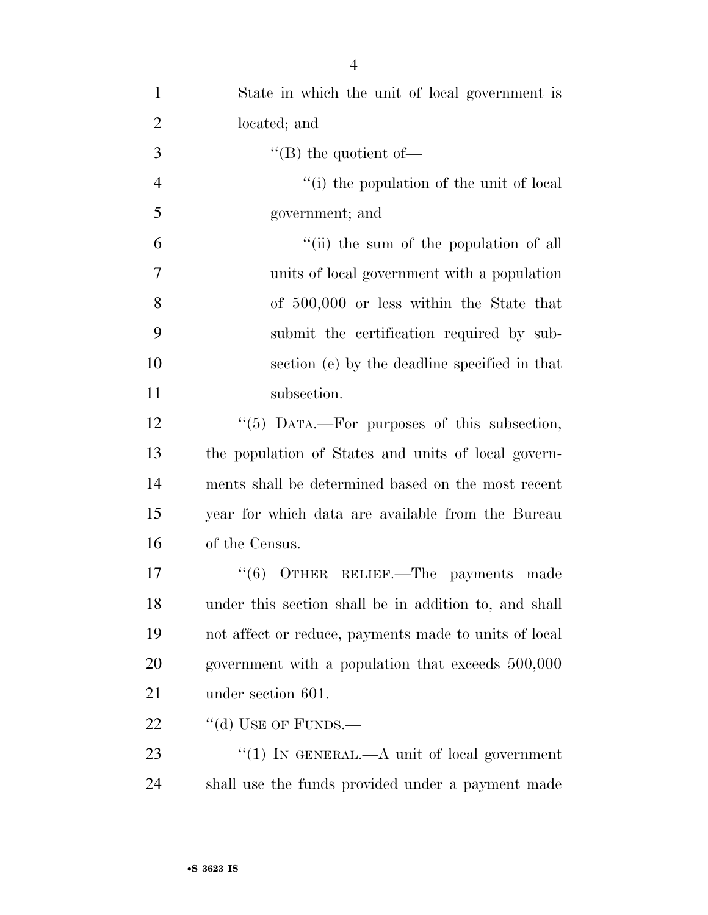State in which the unit of local government is located; and

"(B) the quotient of—

"(i) the population of the unit of local government; and

"(ii) the sum of the population of all units of local government with a population of 500,000 or less within the State that submit the certification required by subsection (e) by the deadline specified in that subsection.

"(5) DATA.—For purposes of this subsection, the population of States and units of local governments shall be determined based on the most recent year for which data are available from the Bureau of the Census.

"(6) OTHER RELIEF.—The payments made under this section shall be in addition to, and shall not affect or reduce, payments made to units of local government with a population that exceeds 500,000 under section 601.

"(d) USE OF FUNDS.—

"(1) IN GENERAL.—A unit of local government shall use the funds provided under a payment made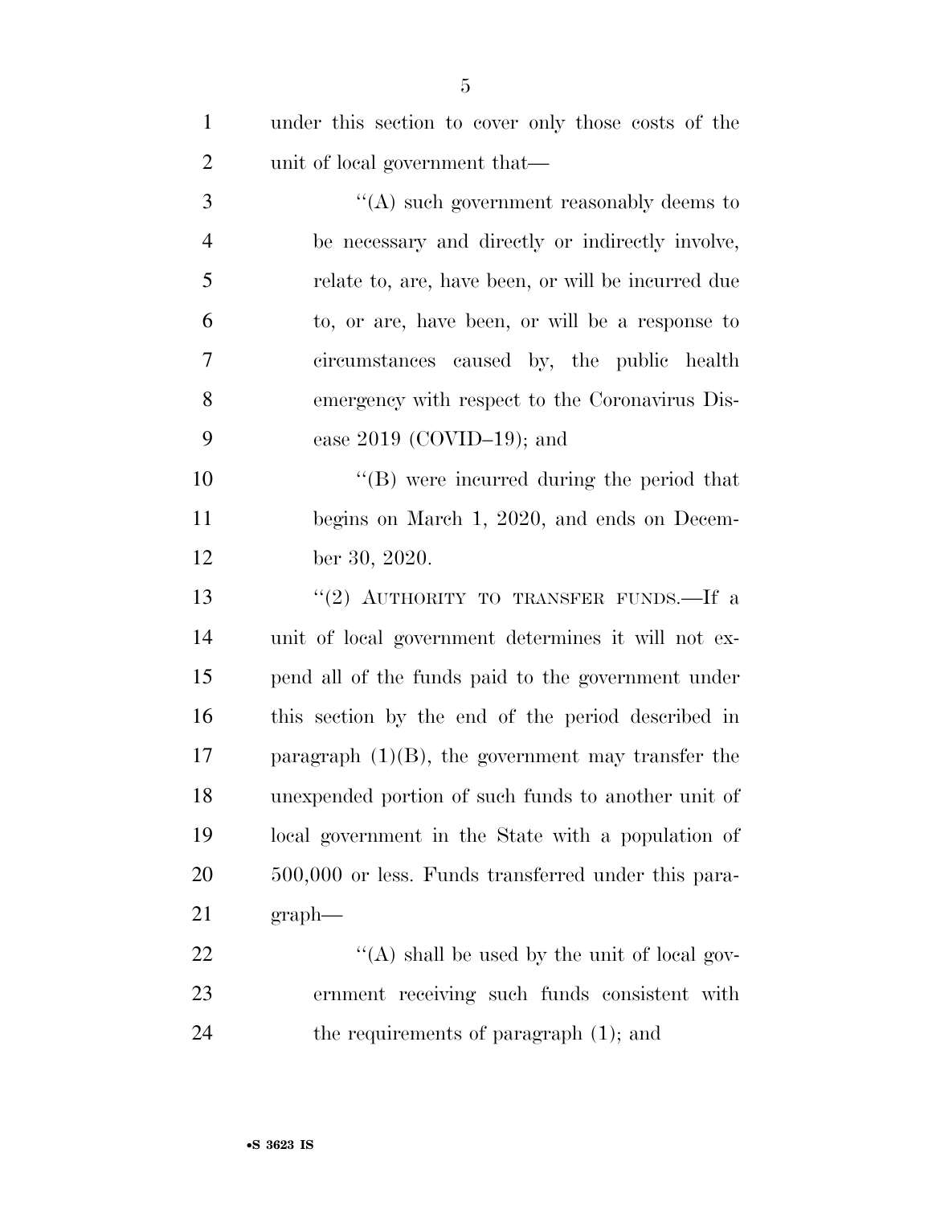under this section to cover only those costs of the unit of local government that—

"(A) such government reasonably deems to be necessary and directly or indirectly involve, relate to, are, have been, or will be incurred due to, or are, have been, or will be a response to circumstances caused by, the public health emergency with respect to the Coronavirus Disease 2019 (COVID–19); and

"(B) were incurred during the period that begins on March 1, 2020, and ends on December 30, 2020.

"(2) AUTHORITY TO TRANSFER FUNDS.—If a unit of local government determines it will not expend all of the funds paid to the government under this section by the end of the period described in paragraph (1)(B), the government may transfer the unexpended portion of such funds to another unit of local government in the State with a population of 500,000 or less. Funds transferred under this paragraph—

"(A) shall be used by the unit of local government receiving such funds consistent with the requirements of paragraph (1); and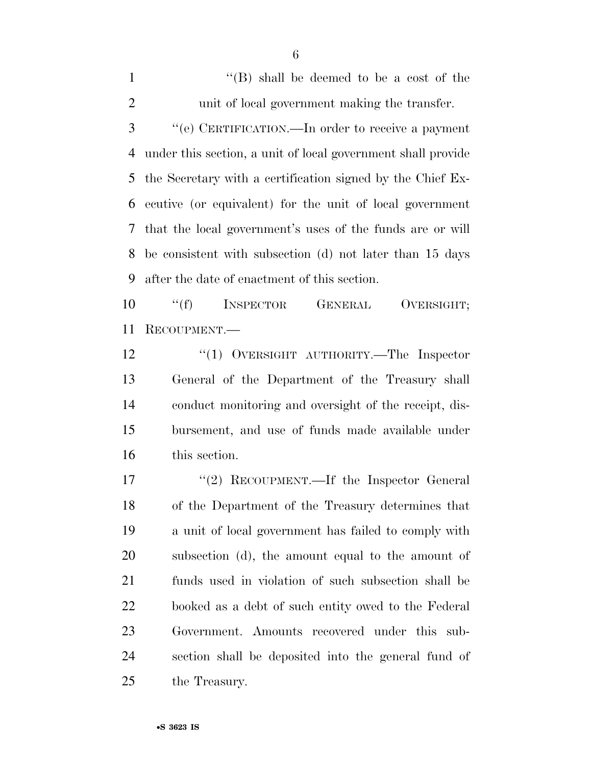"(B) shall be deemed to be a cost of the unit of local government making the transfer.

"(e) CERTIFICATION.—In order to receive a payment under this section, a unit of local government shall provide the Secretary with a certification signed by the Chief Executive (or equivalent) for the unit of local government that the local government's uses of the funds are or will be consistent with subsection (d) not later than 15 days after the date of enactment of this section.

"(f) INSPECTOR GENERAL OVERSIGHT; RECOUPMENT.—

"(1) OVERSIGHT AUTHORITY.—The Inspector General of the Department of the Treasury shall conduct monitoring and oversight of the receipt, disbursement, and use of funds made available under this section.

"(2) RECOUPMENT.—If the Inspector General of the Department of the Treasury determines that a unit of local government has failed to comply with subsection (d), the amount equal to the amount of funds used in violation of such subsection shall be booked as a debt of such entity owed to the Federal Government. Amounts recovered under this subsection shall be deposited into the general fund of the Treasury.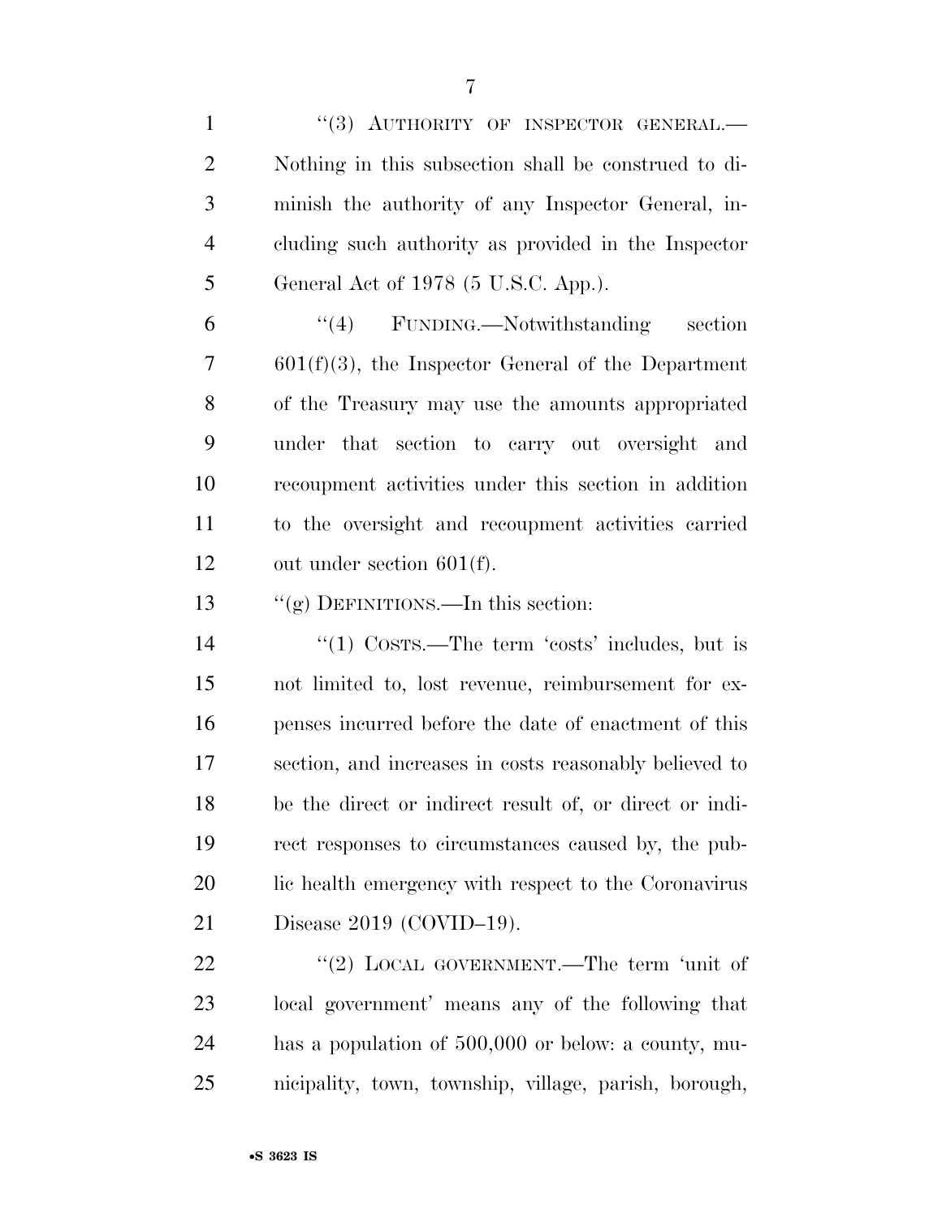"(3) AUTHORITY OF INSPECTOR GENERAL.—Nothing in this subsection shall be construed to diminish the authority of any Inspector General, including such authority as provided in the Inspector General Act of 1978 (5 U.S.C. App.).

"(4) FUNDING.—Notwithstanding section 601(f)(3), the Inspector General of the Department of the Treasury may use the amounts appropriated under that section to carry out oversight and recoupment activities under this section in addition to the oversight and recoupment activities carried out under section 601(f).

"(g) DEFINITIONS.—In this section:

"(1) COSTS.—The term 'costs' includes, but is not limited to, lost revenue, reimbursement for expenses incurred before the date of enactment of this section, and increases in costs reasonably believed to be the direct or indirect result of, or direct or indirect responses to circumstances caused by, the public health emergency with respect to the Coronavirus Disease 2019 (COVID–19).

"(2) LOCAL GOVERNMENT.—The term 'unit of local government' means any of the following that has a population of 500,000 or below: a county, municipality, town, township, village, parish, borough,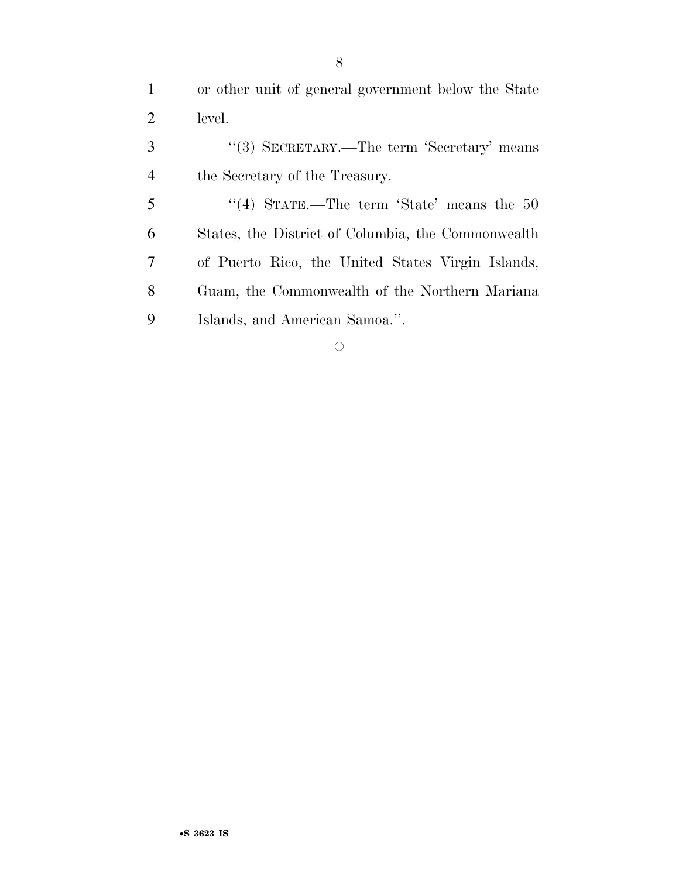or other unit of general government below the State level.

"(3) SECRETARY.—The term 'Secretary' means the Secretary of the Treasury.

"(4) STATE.—The term 'State' means the 50 States, the District of Columbia, the Commonwealth of Puerto Rico, the United States Virgin Islands, Guam, the Commonwealth of the Northern Mariana Islands, and American Samoa.".

○